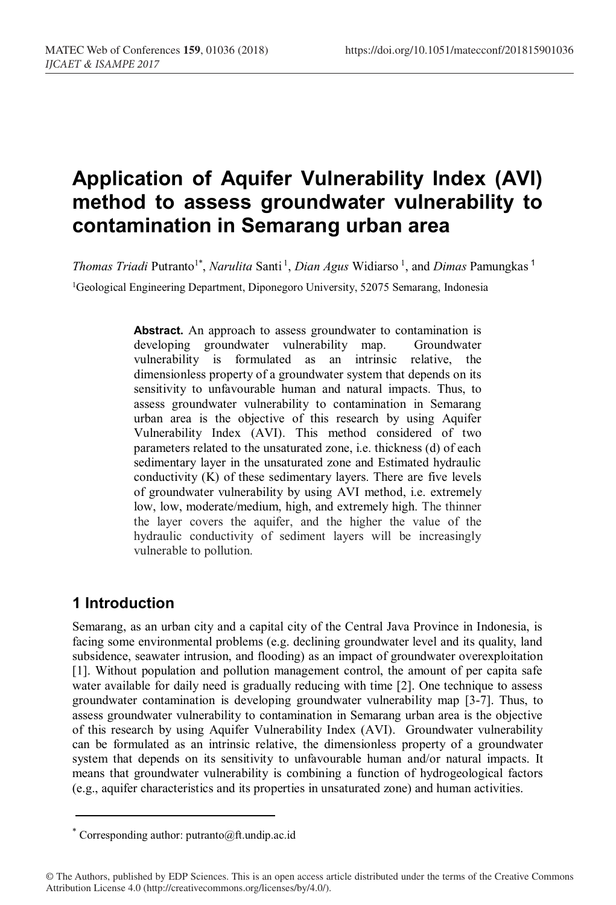# Application of Aquifer Vulnerability Index (AVI) method to assess groundwater vulnerability to contamination in Semarang urban area

*Thomas Triadi* Putranto[1*], *Narulita* Santi[1], *Dian Agus* Widiarso[1], and *Dimas* Pamungkas[1]

[1]Geological Engineering Department, Diponegoro University, 52075 Semarang, Indonesia

**Abstract.** An approach to assess groundwater to contamination is developing groundwater vulnerability map. Groundwater vulnerability is formulated as an intrinsic relative, the dimensionless property of a groundwater system that depends on its sensitivity to unfavourable human and natural impacts. Thus, to assess groundwater vulnerability to contamination in Semarang urban area is the objective of this research by using Aquifer Vulnerability Index (AVI). This method considered of two parameters related to the unsaturated zone, i.e. thickness (d) of each sedimentary layer in the unsaturated zone and Estimated hydraulic conductivity (K) of these sedimentary layers. There are five levels of groundwater vulnerability by using AVI method, i.e. extremely low, low, moderate/medium, high, and extremely high. The thinner the layer covers the aquifer, and the higher the value of the hydraulic conductivity of sediment layers will be increasingly vulnerable to pollution.

## 1 Introduction

Semarang, as an urban city and a capital city of the Central Java Province in Indonesia, is facing some environmental problems (e.g. declining groundwater level and its quality, land subsidence, seawater intrusion, and flooding) as an impact of groundwater overexploitation [1]. Without population and pollution management control, the amount of per capita safe water available for daily need is gradually reducing with time [2]. One technique to assess groundwater contamination is developing groundwater vulnerability map [3-7]. Thus, to assess groundwater vulnerability to contamination in Semarang urban area is the objective of this research by using Aquifer Vulnerability Index (AVI). Groundwater vulnerability can be formulated as an intrinsic relative, the dimensionless property of a groundwater system that depends on its sensitivity to unfavourable human and/or natural impacts. It means that groundwater vulnerability is combining a function of hydrogeological factors (e.g., aquifer characteristics and its properties in unsaturated zone) and human activities.

[*] Corresponding author: putranto@ft.undip.ac.id

© The Authors, published by EDP Sciences. This is an open access article distributed under the terms of the Creative Commons Attribution License 4.0 (http://creativecommons.org/licenses/by/4.0/).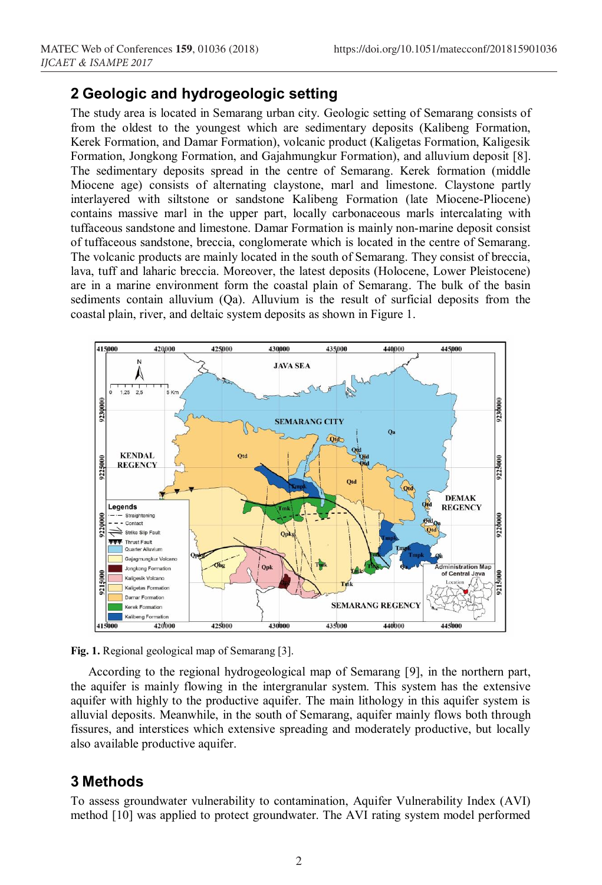## 2 Geologic and hydrogeologic setting

The study area is located in Semarang urban city. Geologic setting of Semarang consists of from the oldest to the youngest which are sedimentary deposits (Kalibeng Formation, Kerek Formation, and Damar Formation), volcanic product (Kaligetas Formation, Kaligesik Formation, Jongkong Formation, and Gajahmungkur Formation), and alluvium deposit [8]. The sedimentary deposits spread in the centre of Semarang. Kerek formation (middle Miocene age) consists of alternating claystone, marl and limestone. Claystone partly interlayered with siltstone or sandstone Kalibeng Formation (late Miocene-Pliocene) contains massive marl in the upper part, locally carbonaceous marls intercalating with tuffaceous sandstone and limestone. Damar Formation is mainly non-marine deposit consist of tuffaceous sandstone, breccia, conglomerate which is located in the centre of Semarang. The volcanic products are mainly located in the south of Semarang. They consist of breccia, lava, tuff and laharic breccia. Moreover, the latest deposits (Holocene, Lower Pleistocene) are in a marine environment form the coastal plain of Semarang. The bulk of the basin sediments contain alluvium (Qa). Alluvium is the result of surficial deposits from the coastal plain, river, and deltaic system deposits as shown in Figure 1.

**Fig. 1.** Regional geological map of Semarang [3].

According to the regional hydrogeological map of Semarang [9], in the northern part, the aquifer is mainly flowing in the intergranular system. This system has the extensive aquifer with highly to the productive aquifer. The main lithology in this aquifer system is alluvial deposits. Meanwhile, in the south of Semarang, aquifer mainly flows both through fissures, and interstices which extensive spreading and moderately productive, but locally also available productive aquifer.

## 3 Methods

To assess groundwater vulnerability to contamination, Aquifer Vulnerability Index (AVI) method [10] was applied to protect groundwater. The AVI rating system model performed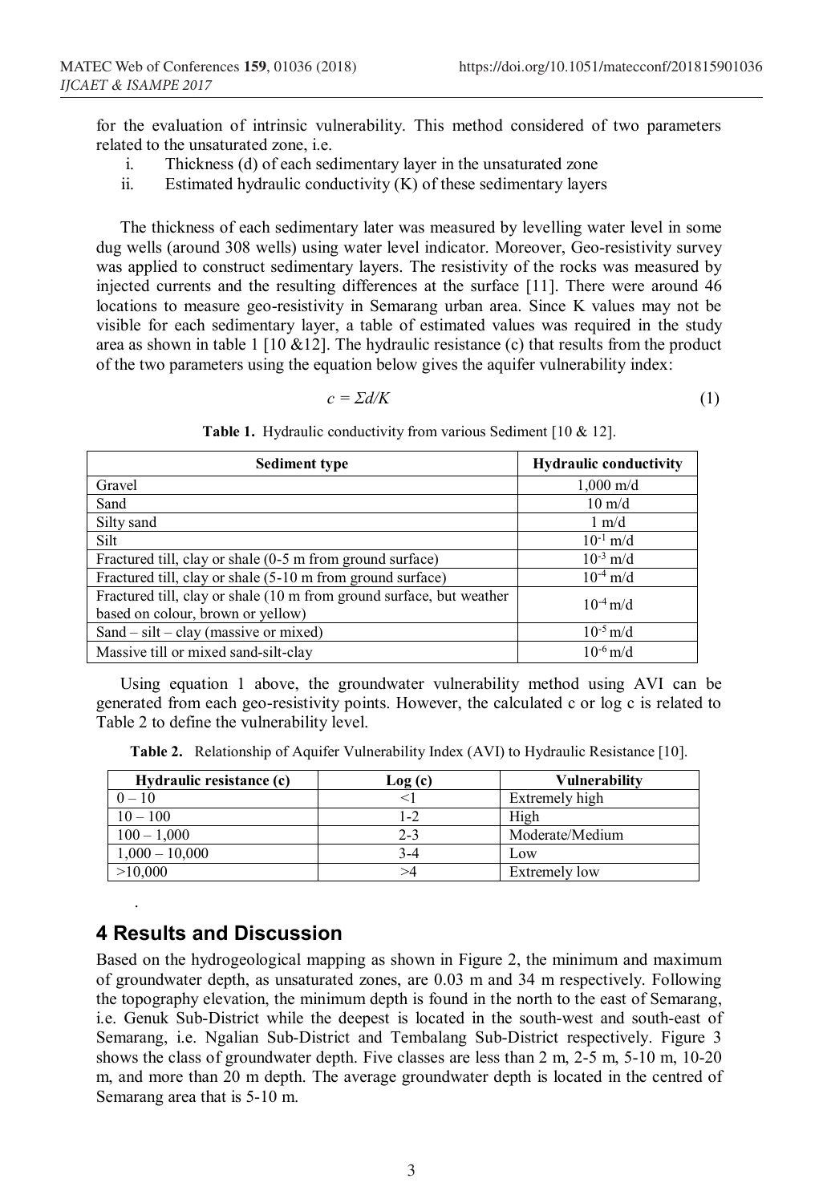for the evaluation of intrinsic vulnerability. This method considered of two parameters related to the unsaturated zone, i.e.

i. Thickness (d) of each sedimentary layer in the unsaturated zone
ii. Estimated hydraulic conductivity (K) of these sedimentary layers

The thickness of each sedimentary later was measured by levelling water level in some dug wells (around 308 wells) using water level indicator. Moreover, Geo-resistivity survey was applied to construct sedimentary layers. The resistivity of the rocks was measured by injected currents and the resulting differences at the surface [11]. There were around 46 locations to measure geo-resistivity in Semarang urban area. Since K values may not be visible for each sedimentary layer, a table of estimated values was required in the study area as shown in table 1 [10 &12]. The hydraulic resistance (c) that results from the product of the two parameters using the equation below gives the aquifer vulnerability index:

$$c = \Sigma d/K \tag{1}$$

**Table 1.** Hydraulic conductivity from various Sediment [10 & 12].

| Sediment type | Hydraulic conductivity |
|---|---|
| Gravel | 1,000 m/d |
| Sand | 10 m/d |
| Silty sand | 1 m/d |
| Silt | $10^{-1}$ m/d |
| Fractured till, clay or shale (0-5 m from ground surface) | $10^{-3}$ m/d |
| Fractured till, clay or shale (5-10 m from ground surface) | $10^{-4}$ m/d |
| Fractured till, clay or shale (10 m from ground surface, but weather based on colour, brown or yellow) | $10^{-4}$ m/d |
| Sand – silt – clay (massive or mixed) | $10^{-5}$ m/d |
| Massive till or mixed sand-silt-clay | $10^{-6}$ m/d |

Using equation 1 above, the groundwater vulnerability method using AVI can be generated from each geo-resistivity points. However, the calculated c or log c is related to Table 2 to define the vulnerability level.

**Table 2.** Relationship of Aquifer Vulnerability Index (AVI) to Hydraulic Resistance [10].

| Hydraulic resistance (c) | Log (c) | Vulnerability |
|---|---|---|
| 0 – 10 | <1 | Extremely high |
| 10 – 100 | 1-2 | High |
| 100 – 1,000 | 2-3 | Moderate/Medium |
| 1,000 – 10,000 | 3-4 | Low |
| >10,000 | >4 | Extremely low |

## 4 Results and Discussion

Based on the hydrogeological mapping as shown in Figure 2, the minimum and maximum of groundwater depth, as unsaturated zones, are 0.03 m and 34 m respectively. Following the topography elevation, the minimum depth is found in the north to the east of Semarang, i.e. Genuk Sub-District while the deepest is located in the south-west and south-east of Semarang, i.e. Ngalian Sub-District and Tembalang Sub-District respectively. Figure 3 shows the class of groundwater depth. Five classes are less than 2 m, 2-5 m, 5-10 m, 10-20 m, and more than 20 m depth. The average groundwater depth is located in the centred of Semarang area that is 5-10 m.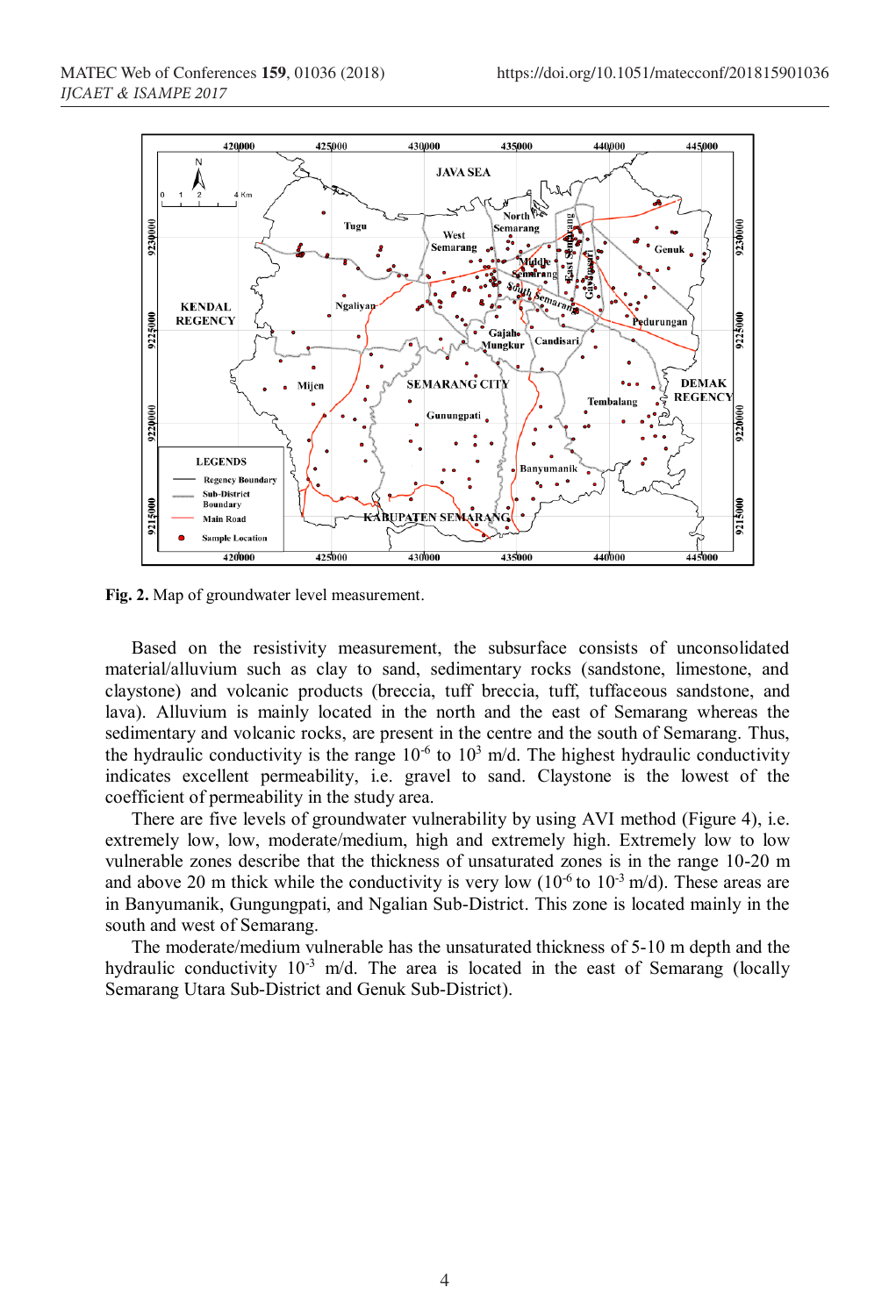**Fig. 2.** Map of groundwater level measurement.

Based on the resistivity measurement, the subsurface consists of unconsolidated material/alluvium such as clay to sand, sedimentary rocks (sandstone, limestone, and claystone) and volcanic products (breccia, tuff breccia, tuff, tuffaceous sandstone, and lava). Alluvium is mainly located in the north and the east of Semarang whereas the sedimentary and volcanic rocks, are present in the centre and the south of Semarang. Thus, the hydraulic conductivity is the range $10^{-6}$ to $10^{3}$ m/d. The highest hydraulic conductivity indicates excellent permeability, i.e. gravel to sand. Claystone is the lowest of the coefficient of permeability in the study area.

There are five levels of groundwater vulnerability by using AVI method (Figure 4), i.e. extremely low, low, moderate/medium, high and extremely high. Extremely low to low vulnerable zones describe that the thickness of unsaturated zones is in the range 10-20 m and above 20 m thick while the conductivity is very low ($10^{-6}$ to $10^{-3}$ m/d). These areas are in Banyumanik, Gungungpati, and Ngalian Sub-District. This zone is located mainly in the south and west of Semarang.

The moderate/medium vulnerable has the unsaturated thickness of 5-10 m depth and the hydraulic conductivity $10^{-3}$ m/d. The area is located in the east of Semarang (locally Semarang Utara Sub-District and Genuk Sub-District).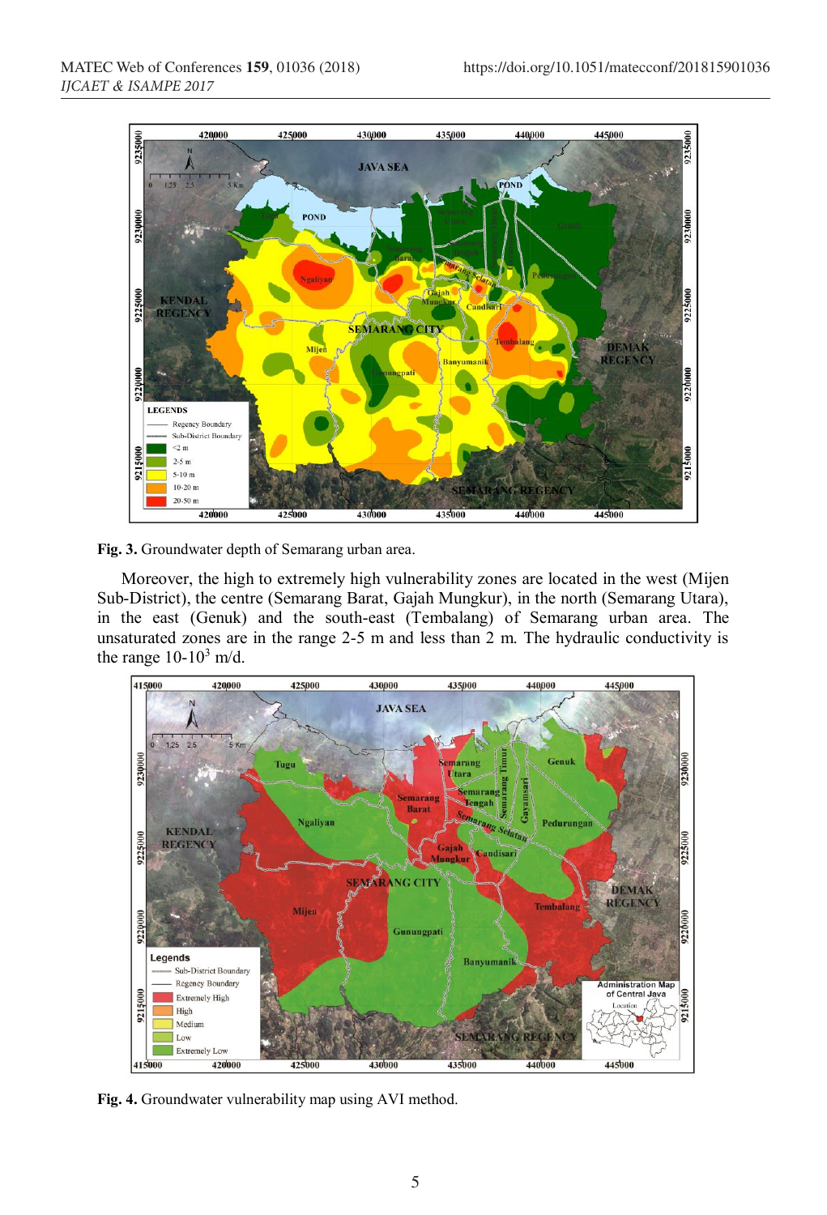Fig. 3. Groundwater depth of Semarang urban area.

Moreover, the high to extremely high vulnerability zones are located in the west (Mijen Sub-District), the centre (Semarang Barat, Gajah Mungkur), in the north (Semarang Utara), in the east (Genuk) and the south-east (Tembalang) of Semarang urban area. The unsaturated zones are in the range 2-5 m and less than 2 m. The hydraulic conductivity is the range 10-$10^3$ m/d.

Fig. 4. Groundwater vulnerability map using AVI method.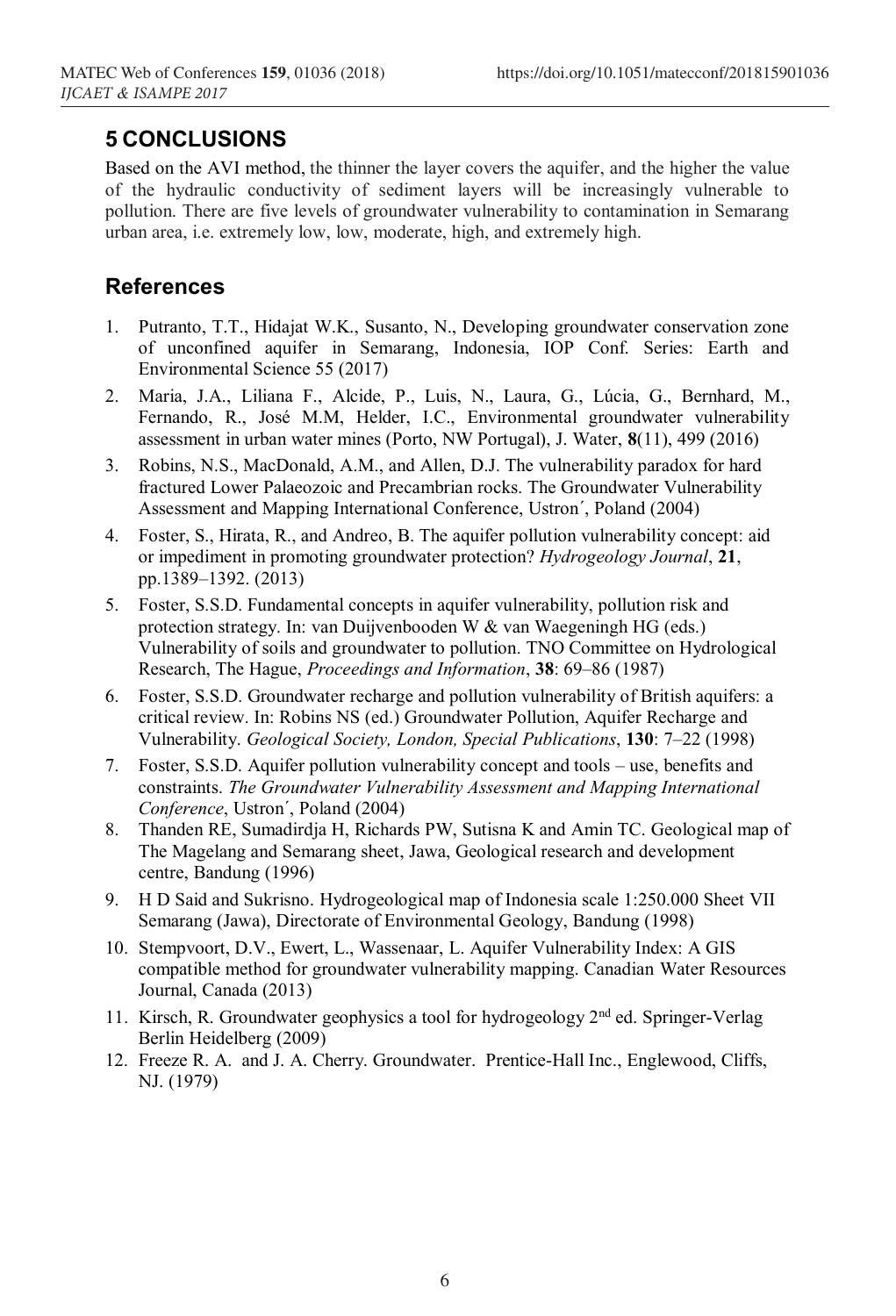## 5 CONCLUSIONS

Based on the AVI method, the thinner the layer covers the aquifer, and the higher the value of the hydraulic conductivity of sediment layers will be increasingly vulnerable to pollution. There are five levels of groundwater vulnerability to contamination in Semarang urban area, i.e. extremely low, low, moderate, high, and extremely high.

## References

1. Putranto, T.T., Hidajat W.K., Susanto, N., Developing groundwater conservation zone of unconfined aquifer in Semarang, Indonesia, IOP Conf. Series: Earth and Environmental Science 55 (2017)
2. Maria, J.A., Liliana F., Alcide, P., Luis, N., Laura, G., Lúcia, G., Bernhard, M., Fernando, R., José M.M, Helder, I.C., Environmental groundwater vulnerability assessment in urban water mines (Porto, NW Portugal), J. Water, **8**(11), 499 (2016)
3. Robins, N.S., MacDonald, A.M., and Allen, D.J. The vulnerability paradox for hard fractured Lower Palaeozoic and Precambrian rocks. The Groundwater Vulnerability Assessment and Mapping International Conference, Ustron´, Poland (2004)
4. Foster, S., Hirata, R., and Andreo, B. The aquifer pollution vulnerability concept: aid or impediment in promoting groundwater protection? *Hydrogeology Journal*, **21**, pp.1389–1392. (2013)
5. Foster, S.S.D. Fundamental concepts in aquifer vulnerability, pollution risk and protection strategy. In: van Duijvenbooden W & van Waegeningh HG (eds.) Vulnerability of soils and groundwater to pollution. TNO Committee on Hydrological Research, The Hague, *Proceedings and Information*, **38**: 69–86 (1987)
6. Foster, S.S.D. Groundwater recharge and pollution vulnerability of British aquifers: a critical review. In: Robins NS (ed.) Groundwater Pollution, Aquifer Recharge and Vulnerability. *Geological Society, London, Special Publications*, **130**: 7–22 (1998)
7. Foster, S.S.D. Aquifer pollution vulnerability concept and tools – use, benefits and constraints. *The Groundwater Vulnerability Assessment and Mapping International Conference*, Ustron´, Poland (2004)
8. Thanden RE, Sumadirdja H, Richards PW, Sutisna K and Amin TC. Geological map of The Magelang and Semarang sheet, Jawa, Geological research and development centre, Bandung (1996)
9. H D Said and Sukrisno. Hydrogeological map of Indonesia scale 1:250.000 Sheet VII Semarang (Jawa), Directorate of Environmental Geology, Bandung (1998)
10. Stempvoort, D.V., Ewert, L., Wassenaar, L. Aquifer Vulnerability Index: A GIS compatible method for groundwater vulnerability mapping. Canadian Water Resources Journal, Canada (2013)
11. Kirsch, R. Groundwater geophysics a tool for hydrogeology 2nd ed. Springer-Verlag Berlin Heidelberg (2009)
12. Freeze R. A. and J. A. Cherry. Groundwater. Prentice-Hall Inc., Englewood, Cliffs, NJ. (1979)